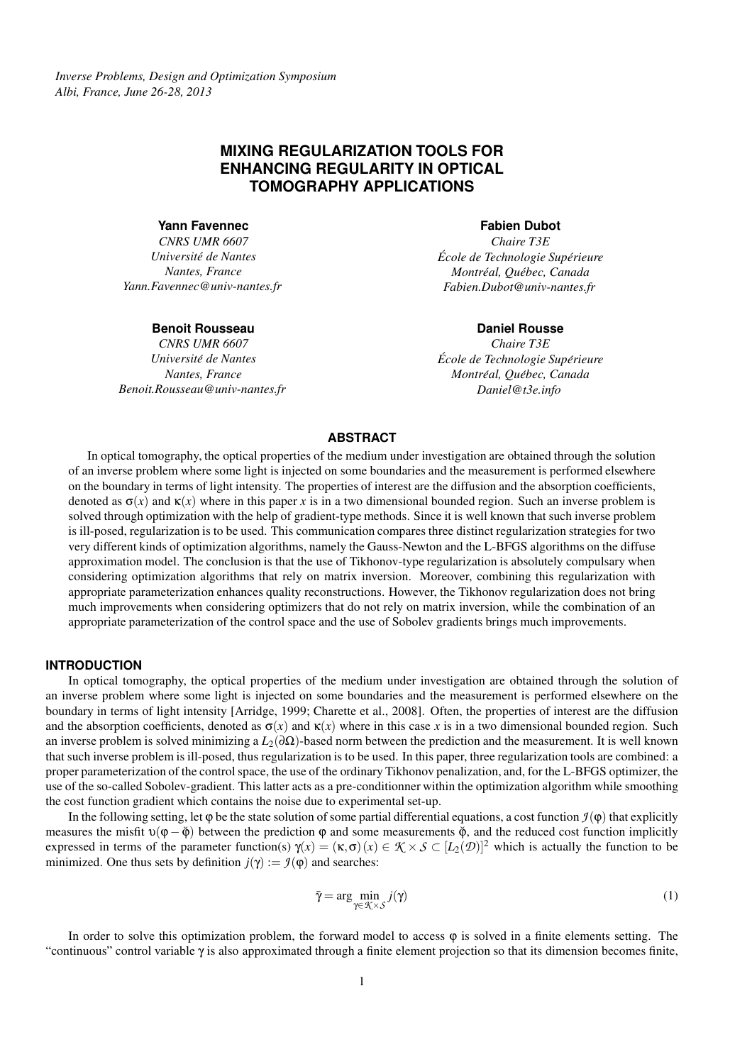*Inverse Problems, Design and Optimization Symposium*
*Albi, France, June 26-28, 2013*

# MIXING REGULARIZATION TOOLS FOR ENHANCING REGULARITY IN OPTICAL TOMOGRAPHY APPLICATIONS

**Yann Favennec**
*CNRS UMR 6607*
*Université de Nantes*
*Nantes, France*
*Yann.Favennec@univ-nantes.fr*

**Fabien Dubot**
*Chaire T3E*
*École de Technologie Supérieure*
*Montréal, Québec, Canada*
*Fabien.Dubot@univ-nantes.fr*

**Benoit Rousseau**
*CNRS UMR 6607*
*Université de Nantes*
*Nantes, France*
*Benoit.Rousseau@univ-nantes.fr*

**Daniel Rousse**
*Chaire T3E*
*École de Technologie Supérieure*
*Montréal, Québec, Canada*
*Daniel@t3e.info*

## ABSTRACT

In optical tomography, the optical properties of the medium under investigation are obtained through the solution of an inverse problem where some light is injected on some boundaries and the measurement is performed elsewhere on the boundary in terms of light intensity. The properties of interest are the diffusion and the absorption coefficients, denoted as $\sigma(x)$ and $\kappa(x)$ where in this paper $x$ is in a two dimensional bounded region. Such an inverse problem is solved through optimization with the help of gradient-type methods. Since it is well known that such inverse problem is ill-posed, regularization is to be used. This communication compares three distinct regularization strategies for two very different kinds of optimization algorithms, namely the Gauss-Newton and the L-BFGS algorithms on the diffuse approximation model. The conclusion is that the use of Tikhonov-type regularization is absolutely compulsary when considering optimization algorithms that rely on matrix inversion. Moreover, combining this regularization with appropriate parameterization enhances quality reconstructions. However, the Tikhonov regularization does not bring much improvements when considering optimizers that do not rely on matrix inversion, while the combination of an appropriate parameterization of the control space and the use of Sobolev gradients brings much improvements.

## INTRODUCTION

In optical tomography, the optical properties of the medium under investigation are obtained through the solution of an inverse problem where some light is injected on some boundaries and the measurement is performed elsewhere on the boundary in terms of light intensity [Arridge, 1999; Charette et al., 2008]. Often, the properties of interest are the diffusion and the absorption coefficients, denoted as $\sigma(x)$ and $\kappa(x)$ where in this case $x$ is in a two dimensional bounded region. Such an inverse problem is solved minimizing a $L_2(\partial\Omega)$-based norm between the prediction and the measurement. It is well known that such inverse problem is ill-posed, thus regularization is to be used. In this paper, three regularization tools are combined: a proper parameterization of the control space, the use of the ordinary Tikhonov penalization, and, for the L-BFGS optimizer, the use of the so-called Sobolev-gradient. This latter acts as a pre-conditionner within the optimization algorithm while smoothing the cost function gradient which contains the noise due to experimental set-up.

In the following setting, let $\varphi$ be the state solution of some partial differential equations, a cost function $\mathcal{J}(\varphi)$ that explicitly measures the misfit $\upsilon(\varphi - \check{\varphi})$ between the prediction $\varphi$ and some measurements $\check{\varphi}$, and the reduced cost function implicitly expressed in terms of the parameter function(s) $\gamma(x) = (\kappa, \sigma)(x) \in \mathcal{K} \times \mathcal{S} \subset [L_2(\mathcal{D})]^2$ which is actually the function to be minimized. One thus sets by definition $j(\gamma) := \mathcal{J}(\varphi)$ and searches:

$$\tilde{\gamma} = \arg \min_{\gamma \in \mathcal{K} \times \mathcal{S}} j(\gamma) \tag{1}$$

In order to solve this optimization problem, the forward model to access $\varphi$ is solved in a finite elements setting. The "continuous" control variable $\gamma$ is also approximated through a finite element projection so that its dimension becomes finite,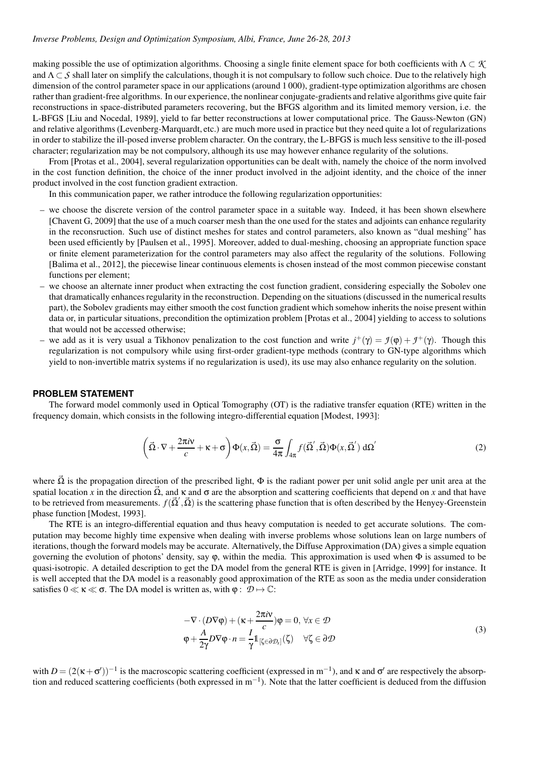making possible the use of optimization algorithms. Choosing a single finite element space for both coefficients with $\Lambda \subset \mathcal{K}$ and $\Lambda \subset \mathcal{S}$ shall later on simplify the calculations, though it is not compulsary to follow such choice. Due to the relatively high dimension of the control parameter space in our applications (around 1 000), gradient-type optimization algorithms are chosen rather than gradient-free algorithms. In our experience, the nonlinear conjugate-gradients and relative algorithms give quite fair reconstructions in space-distributed parameters recovering, but the BFGS algorithm and its limited memory version, i.e. the L-BFGS [Liu and Nocedal, 1989], yield to far better reconstructions at lower computational price. The Gauss-Newton (GN) and relative algorithms (Levenberg-Marquardt, etc.) are much more used in practice but they need quite a lot of regularizations in order to stabilize the ill-posed inverse problem character. On the contrary, the L-BFGS is much less sensitive to the ill-posed character; regularization may be not compulsory, although its use may however enhance regularity of the solutions.

From [Protas et al., 2004], several regularization opportunities can be dealt with, namely the choice of the norm involved in the cost function definition, the choice of the inner product involved in the adjoint identity, and the choice of the inner product involved in the cost function gradient extraction.

In this communication paper, we rather introduce the following regularization opportunities:

- we choose the discrete version of the control parameter space in a suitable way. Indeed, it has been shown elsewhere [Chavent G, 2009] that the use of a much coarser mesh than the one used for the states and adjoints can enhance regularity in the reconsruction. Such use of distinct meshes for states and control parameters, also known as "dual meshing" has been used efficiently by [Paulsen et al., 1995]. Moreover, added to dual-meshing, choosing an appropriate function space or finite element parameterization for the control parameters may also affect the regularity of the solutions. Following [Balima et al., 2012], the piecewise linear continuous elements is chosen instead of the most common piecewise constant functions per element;
- we choose an alternate inner product when extracting the cost function gradient, considering especially the Sobolev one that dramatically enhances regularity in the reconstruction. Depending on the situations (discussed in the numerical results part), the Sobolev gradients may either smooth the cost function gradient which somehow inherits the noise present within data or, in particular situations, precondition the optimization problem [Protas et al., 2004] yielding to access to solutions that would not be accessed otherwise;
- we add as it is very usual a Tikhonov penalization to the cost function and write $j^+(\gamma) = \mathcal{J}(\varphi) + \mathcal{J}^+(\gamma)$. Though this regularization is not compulsory while using first-order gradient-type methods (contrary to GN-type algorithms which yield to non-invertible matrix systems if no regularization is used), its use may also enhance regularity on the solution.

## PROBLEM STATEMENT

The forward model commonly used in Optical Tomography (OT) is the radiative transfer equation (RTE) written in the frequency domain, which consists in the following integro-differential equation [Modest, 1993]:

$$\left(\vec{\Omega}\cdot\nabla + \frac{2\pi i\nu}{c} + \kappa + \sigma\right)\Phi(x,\vec{\Omega}) = \frac{\sigma}{4\pi}\int_{4\pi} f(\vec{\Omega}',\vec{\Omega})\Phi(x,\vec{\Omega}')\,\mathrm{d}\Omega' \tag{2}$$

where $\vec{\Omega}$ is the propagation direction of the prescribed light, $\Phi$ is the radiant power per unit solid angle per unit area at the spatial location $x$ in the direction $\vec{\Omega}$, and $\kappa$ and $\sigma$ are the absorption and scattering coefficients that depend on $x$ and that have to be retrieved from measurements. $f(\vec{\Omega}',\vec{\Omega})$ is the scattering phase function that is often described by the Henyey-Greenstein phase function [Modest, 1993].

The RTE is an integro-differential equation and thus heavy computation is needed to get accurate solutions. The computation may become highly time expensive when dealing with inverse problems whose solutions lean on large numbers of iterations, though the forward models may be accurate. Alternatively, the Diffuse Approximation (DA) gives a simple equation governing the evolution of photons' density, say $\varphi$, within the media. This approximation is used when $\Phi$ is assumed to be quasi-isotropic. A detailed description to get the DA model from the general RTE is given in [Arridge, 1999] for instance. It is well accepted that the DA model is a reasonably good approximation of the RTE as soon as the media under consideration satisfies $0 \ll \kappa \ll \sigma$. The DA model is written as, with $\varphi: \mathcal{D} \mapsto \mathbb{C}$:

$$\begin{aligned} -\nabla\cdot(D\nabla\varphi) + (\kappa + \frac{2\pi i\nu}{c})\varphi = 0, \ \forall x \in \mathcal{D} \\ \varphi + \frac{A}{2\gamma}D\nabla\varphi\cdot n = \frac{I}{\gamma}\mathbb{1}_{[\zeta\in\partial\mathcal{D}_s]}(\zeta) \quad \forall\zeta \in \partial\mathcal{D} \end{aligned} \tag{3}$$

with $D = (2(\kappa+\sigma'))^{-1}$ is the macroscopic scattering coefficient (expressed in $\mathrm{m}^{-1}$), and $\kappa$ and $\sigma'$ are respectively the absorption and reduced scattering coefficients (both expressed in $\mathrm{m}^{-1}$). Note that the latter coefficient is deduced from the diffusion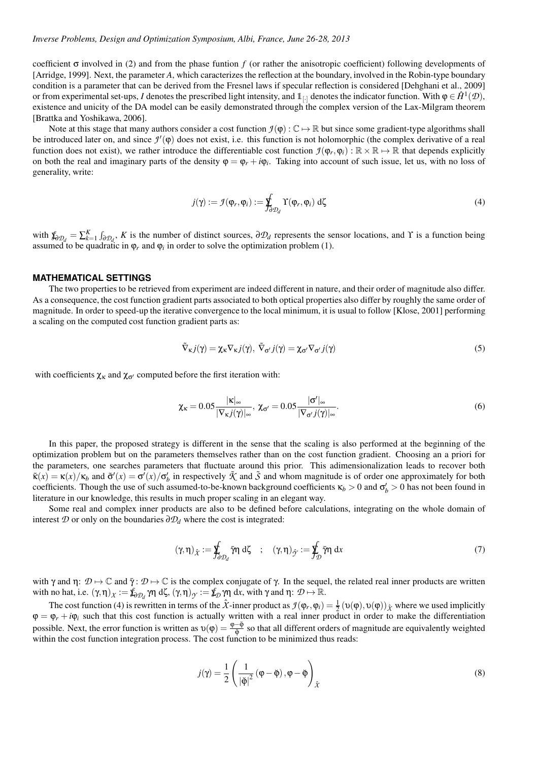coefficient $\sigma$ involved in (2) and from the phase funtion $f$ (or rather the anisotropic coefficient) following developments of [Arridge, 1999]. Next, the parameter $A$, which caracterizes the reflection at the boundary, involved in the Robin-type boundary condition is a parameter that can be derived from the Fresnel laws if specular reflection is considered [Dehghani et al., 2009] or from experimental set-ups, $I$ denotes the prescribed light intensity, and $\mathbb{1}_{[\cdot]}$ denotes the indicator function. With $\varphi \in \hat{H}^1(\mathcal{D})$, existence and unicity of the DA model can be easily demonstrated through the complex version of the Lax-Milgram theorem [Brattka and Yoshikawa, 2006].

Note at this stage that many authors consider a cost function $\mathcal{J}(\varphi) : \mathbb{C} \mapsto \mathbb{R}$ but since some gradient-type algorithms shall be introduced later on, and since $\mathcal{J}'(\varphi)$ does not exist, i.e. this function is not holomorphic (the complex derivative of a real function does not exist), we rather introduce the differentiable cost function $\mathcal{J}(\varphi_r, \varphi_i) : \mathbb{R} \times \mathbb{R} \mapsto \mathbb{R}$ that depends explicitly on both the real and imaginary parts of the density $\varphi = \varphi_r + i\varphi_i$. Taking into account of such issue, let us, with no loss of generality, write:

$$j(\gamma) := \mathcal{J}(\varphi_r, \varphi_i) := \sum\!\!\!\!\!\!\int_{\partial \mathcal{D}_d} \Upsilon(\varphi_r, \varphi_i) \, \mathrm{d}\zeta \tag{4}$$

with $\sum\!\!\!\!\!\int_{\partial \mathcal{D}_d} = \sum_{k=1}^{K} \int_{\partial \mathcal{D}_d}$, $K$ is the number of distinct sources, $\partial \mathcal{D}_d$ represents the sensor locations, and $\Upsilon$ is a function being assumed to be quadratic in $\varphi_r$ and $\varphi_i$ in order to solve the optimization problem (1).

## MATHEMATICAL SETTINGS

The two properties to be retrieved from experiment are indeed different in nature, and their order of magnitude also differ. As a consequence, the cost function gradient parts associated to both optical properties also differ by roughly the same order of magnitude. In order to speed-up the iterative convergence to the local minimum, it is usual to follow [Klose, 2001] performing a scaling on the computed cost function gradient parts as:

$$\tilde{\nabla}_{\kappa} j(\gamma) = \chi_{\kappa} \nabla_{\kappa} j(\gamma), \; \tilde{\nabla}_{\sigma'} j(\gamma) = \chi_{\sigma'} \nabla_{\sigma'} j(\gamma) \tag{5}$$

with coefficients $\chi_{\kappa}$ and $\chi_{\sigma'}$ computed before the first iteration with:

$$\chi_{\kappa} = 0.05 \frac{|\kappa|_{\infty}}{|\nabla_{\kappa} j(\gamma)|_{\infty}}, \; \chi_{\sigma'} = 0.05 \frac{|\sigma'|_{\infty}}{|\nabla_{\sigma'} j(\gamma)|_{\infty}}. \tag{6}$$

In this paper, the proposed strategy is different in the sense that the scaling is also performed at the beginning of the optimization problem but on the parameters themselves rather than on the cost function gradient. Choosing an a priori for the parameters, one searches parameters that fluctuate around this prior. This adimensionalization leads to recover both $\tilde{\kappa}(x) = \kappa(x)/\kappa_b$ and $\tilde{\sigma}'(x) = \sigma'(x)/\sigma'_b$ in respectively $\tilde{\mathcal{K}}$ and $\tilde{\mathcal{S}}$ and whom magnitude is of order one approximately for both coefficients. Though the use of such assumed-to-be-known background coefficients $\kappa_b > 0$ and $\sigma'_b > 0$ has not been found in literature in our knowledge, this results in much proper scaling in an elegant way.

Some real and complex inner products are also to be defined before calculations, integrating on the whole domain of interest $\mathcal{D}$ or only on the boundaries $\partial \mathcal{D}_d$ where the cost is integrated:

$$(\gamma, \eta)_{\hat{\mathcal{X}}} := \sum\!\!\!\!\!\!\int_{\partial \mathcal{D}_d} \bar{\gamma} \eta \, \mathrm{d}\zeta \quad ; \quad (\gamma, \eta)_{\hat{\mathcal{Y}}} := \sum\!\!\!\!\!\!\int_{\mathcal{D}} \bar{\gamma} \eta \, \mathrm{d}x \tag{7}$$

with $\gamma$ and $\eta$: $\mathcal{D} \mapsto \mathbb{C}$ and $\bar{\gamma} : \mathcal{D} \mapsto \mathbb{C}$ is the complex conjugate of $\gamma$. In the sequel, the related real inner products are written with no hat, i.e. $(\gamma, \eta)_{\mathcal{X}} := \sum\!\!\!\!\!\int_{\partial \mathcal{D}_d} \gamma \eta \, \mathrm{d}\zeta$, $(\gamma, \eta)_{\mathcal{Y}} := \sum\!\!\!\!\!\int_{\mathcal{D}} \gamma \eta \, \mathrm{d}x$, with $\gamma$ and $\eta$: $\mathcal{D} \mapsto \mathbb{R}$.

The cost function (4) is rewritten in terms of the $\hat{\mathcal{X}}$-inner product as $\mathcal{J}(\varphi_r, \varphi_i) = \frac{1}{2} \left( \upsilon(\varphi), \upsilon(\varphi) \right)_{\hat{\mathcal{X}}}$ where we used implicitly $\varphi = \varphi_r + i\varphi_i$ such that this cost function is actually written with a real inner product in order to make the differentiation possible. Next, the error function is written as $\upsilon(\varphi) = \frac{\varphi - \check{\varphi}}{\check{\varphi}}$ so that all different orders of magnitude are equivalently weighted within the cost function integration process. The cost function to be minimized thus reads:

$$j(\gamma) = \frac{1}{2} \left( \frac{1}{|\check{\varphi}|^2} \left( \varphi - \check{\varphi} \right), \varphi - \check{\varphi} \right)_{\hat{\mathcal{X}}} \tag{8}$$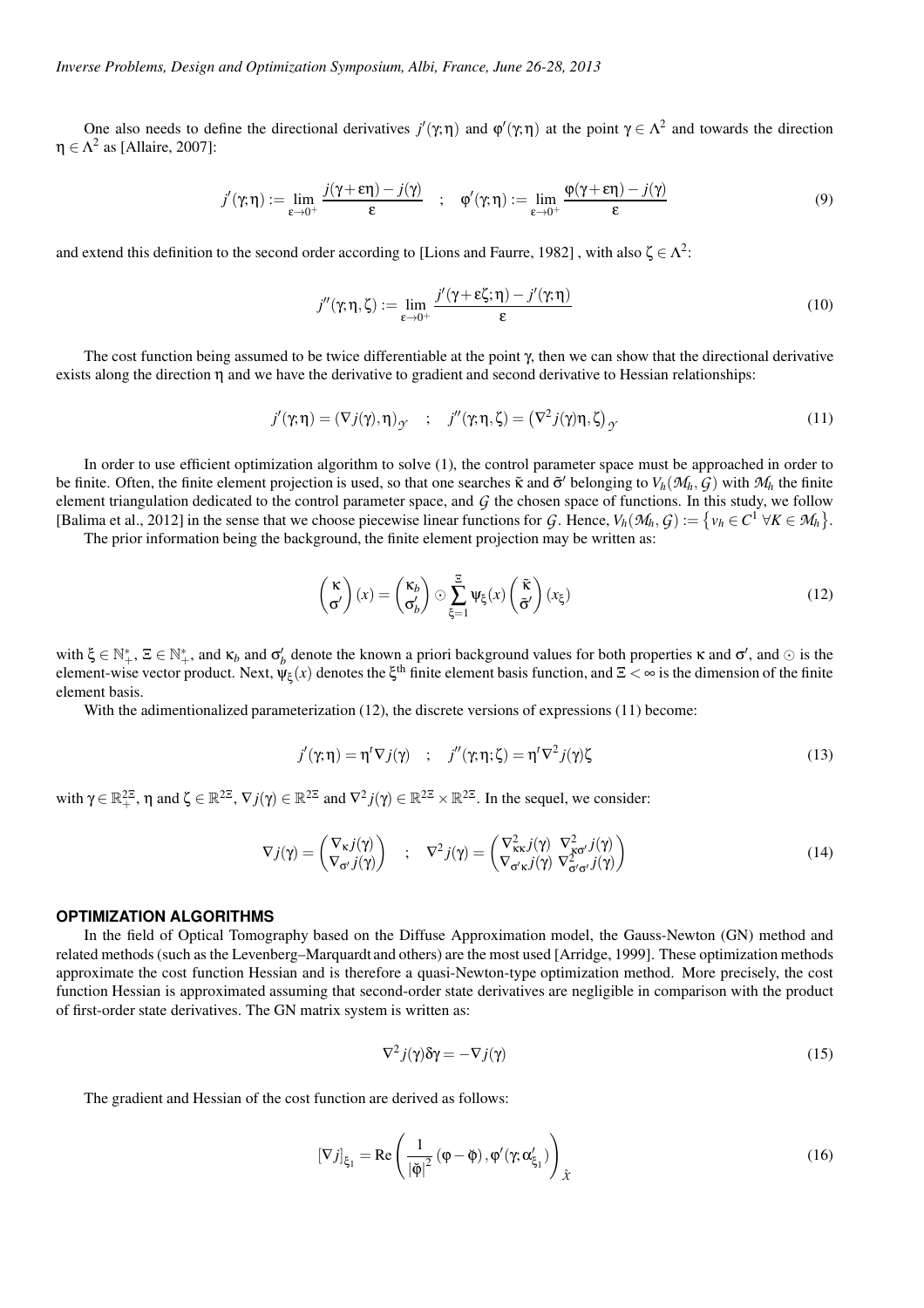One also needs to define the directional derivatives $j'(\gamma;\eta)$ and $\varphi'(\gamma;\eta)$ at the point $\gamma \in \Lambda^2$ and towards the direction $\eta \in \Lambda^2$ as [Allaire, 2007]:

$$j'(\gamma;\eta) := \lim_{\varepsilon \to 0^+} \frac{j(\gamma+\varepsilon\eta) - j(\gamma)}{\varepsilon} \quad ; \quad \varphi'(\gamma;\eta) := \lim_{\varepsilon \to 0^+} \frac{\varphi(\gamma+\varepsilon\eta) - j(\gamma)}{\varepsilon} \tag{9}$$

and extend this definition to the second order according to [Lions and Faurre, 1982] , with also $\zeta \in \Lambda^2$:

$$j''(\gamma;\eta,\zeta) := \lim_{\varepsilon \to 0^+} \frac{j'(\gamma+\varepsilon\zeta;\eta) - j'(\gamma;\eta)}{\varepsilon} \tag{10}$$

The cost function being assumed to be twice differentiable at the point $\gamma$, then we can show that the directional derivative exists along the direction $\eta$ and we have the derivative to gradient and second derivative to Hessian relationships:

$$j'(\gamma;\eta) = (\nabla j(\gamma), \eta)_{\mathcal{Y}} \quad ; \quad j''(\gamma;\eta,\zeta) = \left(\nabla^2 j(\gamma)\eta, \zeta\right)_{\mathcal{Y}} \tag{11}$$

In order to use efficient optimization algorithm to solve (1), the control parameter space must be approached in order to be finite. Often, the finite element projection is used, so that one searches $\tilde{\kappa}$ and $\tilde{\sigma}'$ belonging to $V_h(\mathcal{M}_h, \mathcal{G})$ with $\mathcal{M}_h$ the finite element triangulation dedicated to the control parameter space, and $\mathcal{G}$ the chosen space of functions. In this study, we follow [Balima et al., 2012] in the sense that we choose piecewise linear functions for $\mathcal{G}$. Hence, $V_h(\mathcal{M}_h, \mathcal{G}) := \left\{v_h \in C^1 \ \forall K \in \mathcal{M}_h\right\}$.

The prior information being the background, the finite element projection may be written as:

$$\begin{pmatrix} \kappa \\ \sigma' \end{pmatrix}(x) = \begin{pmatrix} \kappa_b \\ \sigma'_b \end{pmatrix} \odot \sum_{\xi=1}^{\Xi} \psi_\xi(x) \begin{pmatrix} \tilde{\kappa} \\ \tilde{\sigma}' \end{pmatrix}(x_\xi) \tag{12}$$

with $\xi \in \mathbb{N}_+^*$, $\Xi \in \mathbb{N}_+^*$, and $\kappa_b$ and $\sigma'_b$ denote the known a priori background values for both properties $\kappa$ and $\sigma'$, and $\odot$ is the element-wise vector product. Next, $\psi_\xi(x)$ denotes the $\xi^{\text{th}}$ finite element basis function, and $\Xi < \infty$ is the dimension of the finite element basis.

With the adimentionalized parameterization (12), the discrete versions of expressions (11) become:

$$j'(\gamma;\eta) = \eta^t \nabla j(\gamma) \quad ; \quad j''(\gamma;\eta;\zeta) = \eta^t \nabla^2 j(\gamma)\zeta \tag{13}$$

with $\gamma \in \mathbb{R}_+^{2\Xi}$, $\eta$ and $\zeta \in \mathbb{R}^{2\Xi}$, $\nabla j(\gamma) \in \mathbb{R}^{2\Xi}$ and $\nabla^2 j(\gamma) \in \mathbb{R}^{2\Xi} \times \mathbb{R}^{2\Xi}$. In the sequel, we consider:

$$\nabla j(\gamma) = \begin{pmatrix} \nabla_\kappa j(\gamma) \\ \nabla_{\sigma'} j(\gamma) \end{pmatrix} \quad ; \quad \nabla^2 j(\gamma) = \begin{pmatrix} \nabla^2_{\kappa\kappa} j(\gamma) & \nabla^2_{\kappa\sigma'} j(\gamma) \\ \nabla_{\sigma'\kappa} j(\gamma) & \nabla^2_{\sigma'\sigma'} j(\gamma) \end{pmatrix} \tag{14}$$

## OPTIMIZATION ALGORITHMS

In the field of Optical Tomography based on the Diffuse Approximation model, the Gauss-Newton (GN) method and related methods (such as the Levenberg–Marquardt and others) are the most used [Arridge, 1999]. These optimization methods approximate the cost function Hessian and is therefore a quasi-Newton-type optimization method. More precisely, the cost function Hessian is approximated assuming that second-order state derivatives are negligible in comparison with the product of first-order state derivatives. The GN matrix system is written as:

$$\nabla^2 j(\gamma)\delta\gamma = -\nabla j(\gamma) \tag{15}$$

The gradient and Hessian of the cost function are derived as follows:

$$[\nabla j]_{\xi_1} = \text{Re}\left(\frac{1}{|\breve{\varphi}|^2}(\varphi - \breve{\varphi}), \varphi'(\gamma;\alpha'_{\xi_1})\right)_{\hat{\mathcal{X}}} \tag{16}$$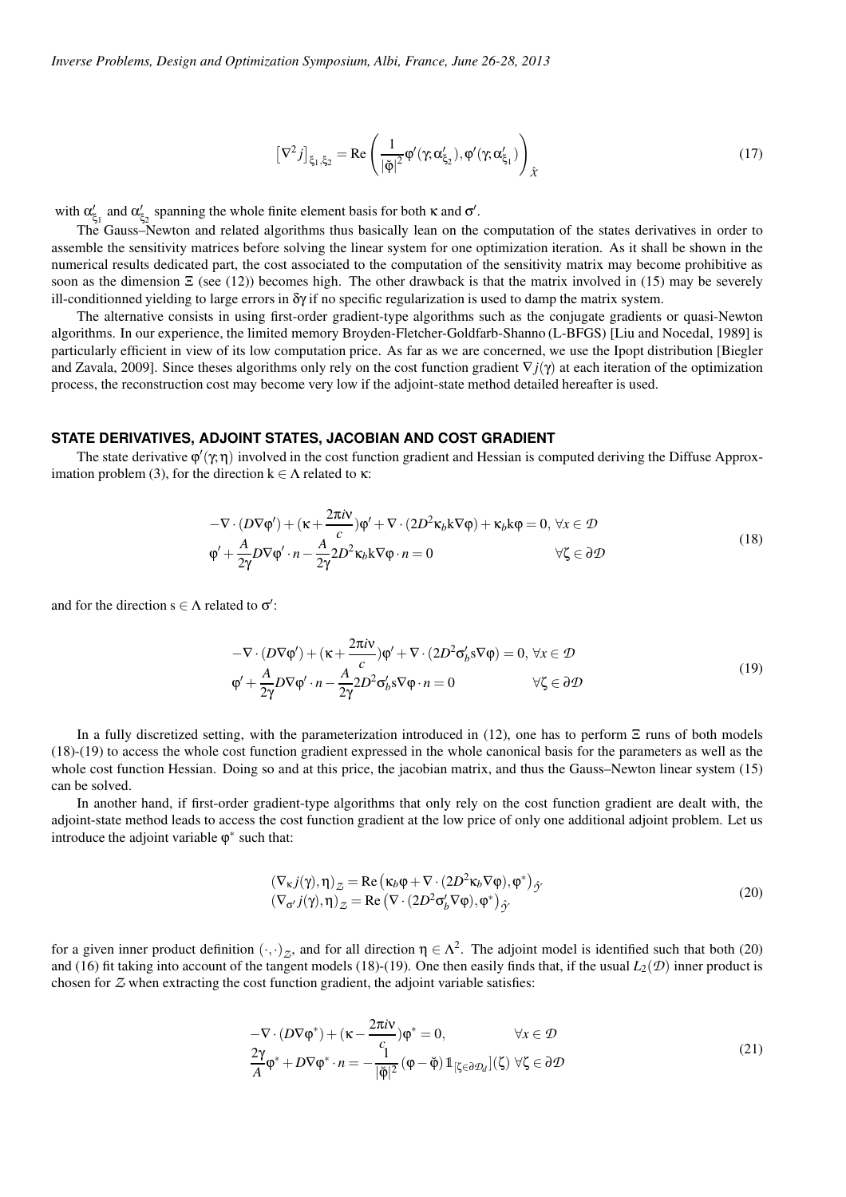$$
\left[\nabla^2 j\right]_{\xi_1,\xi_2} = \mathrm{Re}\left(\frac{1}{|\breve{\varphi}|^2}\varphi'(\gamma;\alpha'_{\xi_2}), \varphi'(\gamma;\alpha'_{\xi_1})\right)_{\hat{x}} \tag{17}
$$

with $\alpha'_{\xi_1}$ and $\alpha'_{\xi_2}$ spanning the whole finite element basis for both $\kappa$ and $\sigma'$.

The Gauss–Newton and related algorithms thus basically lean on the computation of the states derivatives in order to assemble the sensitivity matrices before solving the linear system for one optimization iteration. As it shall be shown in the numerical results dedicated part, the cost associated to the computation of the sensitivity matrix may become prohibitive as soon as the dimension $\Xi$ (see (12)) becomes high. The other drawback is that the matrix involved in (15) may be severely ill-conditionned yielding to large errors in $\delta\gamma$ if no specific regularization is used to damp the matrix system.

The alternative consists in using first-order gradient-type algorithms such as the conjugate gradients or quasi-Newton algorithms. In our experience, the limited memory Broyden-Fletcher-Goldfarb-Shanno (L-BFGS) [Liu and Nocedal, 1989] is particularly efficient in view of its low computation price. As far as we are concerned, we use the Ipopt distribution [Biegler and Zavala, 2009]. Since theses algorithms only rely on the cost function gradient $\nabla j(\gamma)$ at each iteration of the optimization process, the reconstruction cost may become very low if the adjoint-state method detailed hereafter is used.

## STATE DERIVATIVES, ADJOINT STATES, JACOBIAN AND COST GRADIENT

The state derivative $\varphi'(\gamma;\eta)$ involved in the cost function gradient and Hessian is computed deriving the Diffuse Approximation problem (3), for the direction $\mathrm{k} \in \Lambda$ related to $\kappa$:

$$
\begin{aligned}
&-\nabla\cdot(D\nabla\varphi') + (\kappa + \frac{2\pi i\nu}{c})\varphi' + \nabla\cdot(2D^2\kappa_b \mathrm{k}\nabla\varphi) + \kappa_b\mathrm{k}\varphi = 0, \; \forall x \in \mathcal{D} \\
&\varphi' + \frac{A}{2\gamma}D\nabla\varphi'\cdot n - \frac{A}{2\gamma}2D^2\kappa_b\mathrm{k}\nabla\varphi\cdot n = 0 \qquad\qquad \forall\zeta \in \partial\mathcal{D}
\end{aligned} \tag{18}
$$

and for the direction $\mathrm{s} \in \Lambda$ related to $\sigma'$:

$$
\begin{aligned}
&-\nabla\cdot(D\nabla\varphi') + (\kappa + \frac{2\pi i\nu}{c})\varphi' + \nabla\cdot(2D^2\sigma'_b \mathrm{s}\nabla\varphi) = 0, \; \forall x \in \mathcal{D} \\
&\varphi' + \frac{A}{2\gamma}D\nabla\varphi'\cdot n - \frac{A}{2\gamma}2D^2\sigma'_b\mathrm{s}\nabla\varphi\cdot n = 0 \qquad\qquad \forall\zeta \in \partial\mathcal{D}
\end{aligned} \tag{19}
$$

In a fully discretized setting, with the parameterization introduced in (12), one has to perform $\Xi$ runs of both models (18)-(19) to access the whole cost function gradient expressed in the whole canonical basis for the parameters as well as the whole cost function Hessian. Doing so and at this price, the jacobian matrix, and thus the Gauss–Newton linear system (15) can be solved.

In another hand, if first-order gradient-type algorithms that only rely on the cost function gradient are dealt with, the adjoint-state method leads to access the cost function gradient at the low price of only one additional adjoint problem. Let us introduce the adjoint variable $\varphi^*$ such that:

$$
\begin{aligned}
(\nabla_\kappa j(\gamma), \eta)_{\mathcal{Z}} &= \mathrm{Re}\left(\kappa_b\varphi + \nabla\cdot(2D^2\kappa_b\nabla\varphi), \varphi^*\right)_{\hat{\mathcal{Y}}} \\
(\nabla_{\sigma'} j(\gamma), \eta)_{\mathcal{Z}} &= \mathrm{Re}\left(\nabla\cdot(2D^2\sigma'_b\nabla\varphi), \varphi^*\right)_{\hat{\mathcal{Y}}}
\end{aligned} \tag{20}
$$

for a given inner product definition $(\cdot,\cdot)_{\mathcal{Z}}$, and for all direction $\eta \in \Lambda^2$. The adjoint model is identified such that both (20) and (16) fit taking into account of the tangent models (18)-(19). One then easily finds that, if the usual $L_2(\mathcal{D})$ inner product is chosen for $\mathcal{Z}$ when extracting the cost function gradient, the adjoint variable satisfies:

$$
\begin{aligned}
&-\nabla\cdot(D\nabla\varphi^*) + (\kappa - \frac{2\pi i\nu}{c})\varphi^* = 0, \qquad\qquad \forall x \in \mathcal{D} \\
&\frac{2\gamma}{A}\varphi^* + D\nabla\varphi^*\cdot n = -\frac{1}{|\breve{\varphi}|^2}(\varphi - \breve{\varphi})\mathbb{1}_{[\zeta\in\partial\mathcal{D}_d]}(\zeta) \; \forall\zeta \in \partial\mathcal{D}
\end{aligned} \tag{21}
$$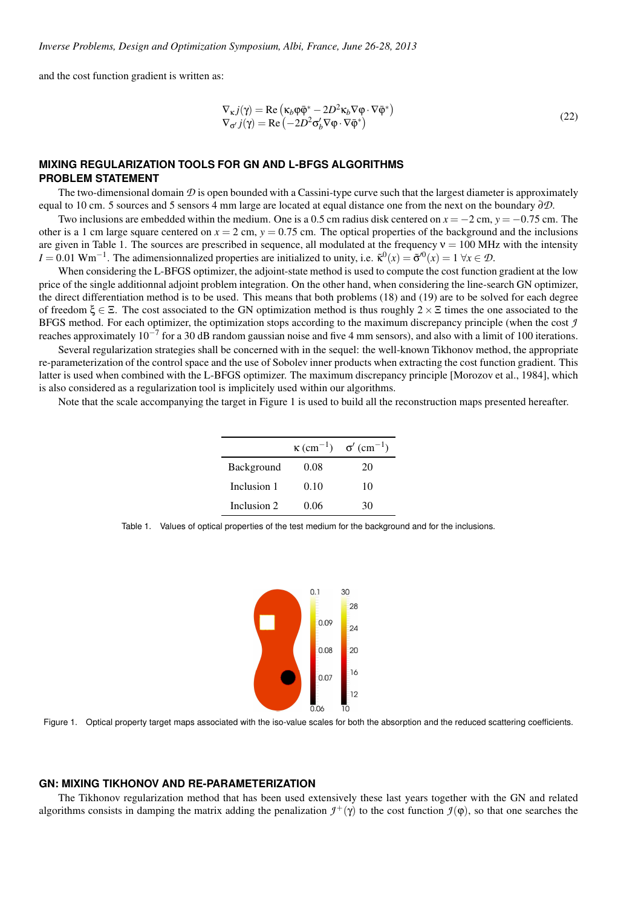and the cost function gradient is written as:

$$
\begin{aligned}
\nabla_{\kappa} j(\gamma) &= \mathrm{Re}\left(\kappa_b \varphi \bar{\varphi}^* - 2D^2 \kappa_b \nabla \varphi \cdot \nabla \bar{\varphi}^*\right) \\
\nabla_{\sigma'} j(\gamma) &= \mathrm{Re}\left(-2D^2 \sigma'_b \nabla \varphi \cdot \nabla \bar{\varphi}^*\right)
\end{aligned}
\tag{22}
$$

## MIXING REGULARIZATION TOOLS FOR GN AND L-BFGS ALGORITHMS

### PROBLEM STATEMENT

The two-dimensional domain $\mathcal{D}$ is open bounded with a Cassini-type curve such that the largest diameter is approximately equal to 10 cm. 5 sources and 5 sensors 4 mm large are located at equal distance one from the next on the boundary $\partial\mathcal{D}$.

Two inclusions are embedded within the medium. One is a 0.5 cm radius disk centered on $x = -2$ cm, $y = -0.75$ cm. The other is a 1 cm large square centered on $x = 2$ cm, $y = 0.75$ cm. The optical properties of the background and the inclusions are given in Table 1. The sources are prescribed in sequence, all modulated at the frequency $\nu = 100$ MHz with the intensity $I = 0.01$ Wm$^{-1}$. The adimensionnalized properties are initialized to unity, i.e. $\bar{\kappa}^0(x) = \bar{\sigma}'^0(x) = 1 \ \forall x \in \mathcal{D}$.

When considering the L-BFGS optimizer, the adjoint-state method is used to compute the cost function gradient at the low price of the single additionnal adjoint problem integration. On the other hand, when considering the line-search GN optimizer, the direct differentiation method is to be used. This means that both problems (18) and (19) are to be solved for each degree of freedom $\xi \in \Xi$. The cost associated to the GN optimization method is thus roughly $2 \times \Xi$ times the one associated to the BFGS method. For each optimizer, the optimization stops according to the maximum discrepancy principle (when the cost $\mathcal{J}$ reaches approximately $10^{-7}$ for a 30 dB random gaussian noise and five 4 mm sensors), and also with a limit of 100 iterations.

Several regularization strategies shall be concerned with in the sequel: the well-known Tikhonov method, the appropriate re-parameterization of the control space and the use of Sobolev inner products when extracting the cost function gradient. This latter is used when combined with the L-BFGS optimizer. The maximum discrepancy principle [Morozov et al., 1984], which is also considered as a regularization tool is implicitely used within our algorithms.

Note that the scale accompanying the target in Figure 1 is used to build all the reconstruction maps presented hereafter.

| | $\kappa$ (cm$^{-1}$) | $\sigma'$ (cm$^{-1}$) |
|---|---|---|
| Background | 0.08 | 20 |
| Inclusion 1 | 0.10 | 10 |
| Inclusion 2 | 0.06 | 30 |

Table 1. Values of optical properties of the test medium for the background and for the inclusions.

Figure 1. Optical property target maps associated with the iso-value scales for both the absorption and the reduced scattering coefficients.

### GN: MIXING TIKHONOV AND RE-PARAMETERIZATION

The Tikhonov regularization method that has been used extensively these last years together with the GN and related algorithms consists in damping the matrix adding the penalization $\mathcal{J}^+(\gamma)$ to the cost function $\mathcal{J}(\varphi)$, so that one searches the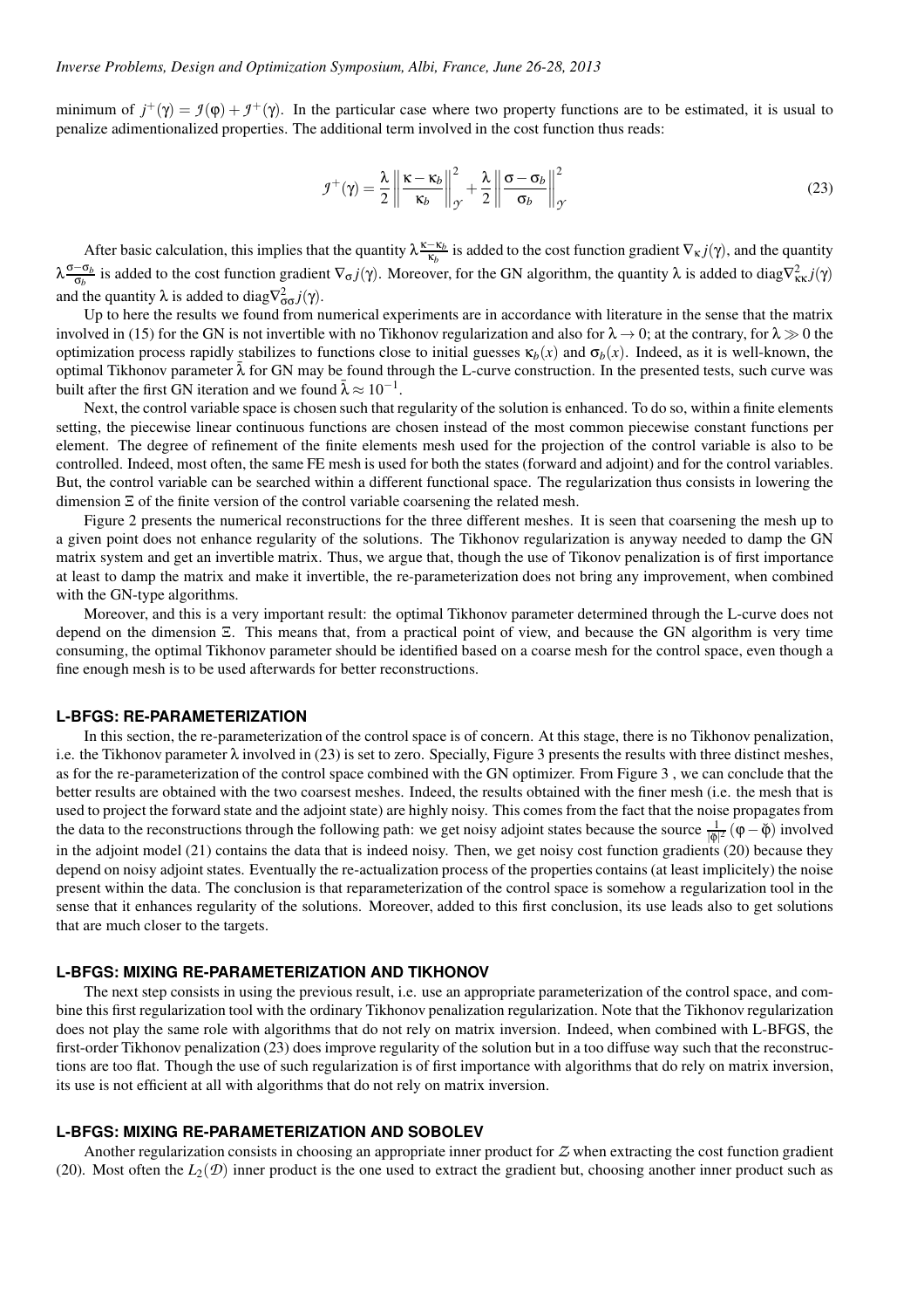minimum of $j^+(\gamma) = \mathcal{J}(\varphi) + \mathcal{J}^+(\gamma)$. In the particular case where two property functions are to be estimated, it is usual to penalize adimentionalized properties. The additional term involved in the cost function thus reads:

$$\mathcal{J}^+(\gamma) = \frac{\lambda}{2} \left\| \frac{\kappa - \kappa_b}{\kappa_b} \right\|_{\mathcal{Y}}^2 + \frac{\lambda}{2} \left\| \frac{\sigma - \sigma_b}{\sigma_b} \right\|_{\mathcal{Y}}^2 \tag{23}$$

After basic calculation, this implies that the quantity $\lambda \frac{\kappa - \kappa_b}{\kappa_b}$ is added to the cost function gradient $\nabla_\kappa j(\gamma)$, and the quantity $\lambda \frac{\sigma - \sigma_b}{\sigma_b}$ is added to the cost function gradient $\nabla_\sigma j(\gamma)$. Moreover, for the GN algorithm, the quantity $\lambda$ is added to $\text{diag}\nabla^2_{\kappa\kappa} j(\gamma)$ and the quantity $\lambda$ is added to $\text{diag}\nabla^2_{\sigma\sigma} j(\gamma)$.

Up to here the results we found from numerical experiments are in accordance with literature in the sense that the matrix involved in (15) for the GN is not invertible with no Tikhonov regularization and also for $\lambda \to 0$; at the contrary, for $\lambda \gg 0$ the optimization process rapidly stabilizes to functions close to initial guesses $\kappa_b(x)$ and $\sigma_b(x)$. Indeed, as it is well-known, the optimal Tikhonov parameter $\bar{\lambda}$ for GN may be found through the L-curve construction. In the presented tests, such curve was built after the first GN iteration and we found $\bar{\lambda} \approx 10^{-1}$.

Next, the control variable space is chosen such that regularity of the solution is enhanced. To do so, within a finite elements setting, the piecewise linear continuous functions are chosen instead of the most common piecewise constant functions per element. The degree of refinement of the finite elements mesh used for the projection of the control variable is also to be controlled. Indeed, most often, the same FE mesh is used for both the states (forward and adjoint) and for the control variables. But, the control variable can be searched within a different functional space. The regularization thus consists in lowering the dimension $\Xi$ of the finite version of the control variable coarsening the related mesh.

Figure 2 presents the numerical reconstructions for the three different meshes. It is seen that coarsening the mesh up to a given point does not enhance regularity of the solutions. The Tikhonov regularization is anyway needed to damp the GN matrix system and get an invertible matrix. Thus, we argue that, though the use of Tikonov penalization is of first importance at least to damp the matrix and make it invertible, the re-parameterization does not bring any improvement, when combined with the GN-type algorithms.

Moreover, and this is a very important result: the optimal Tikhonov parameter determined through the L-curve does not depend on the dimension $\Xi$. This means that, from a practical point of view, and because the GN algorithm is very time consuming, the optimal Tikhonov parameter should be identified based on a coarse mesh for the control space, even though a fine enough mesh is to be used afterwards for better reconstructions.

## L-BFGS: RE-PARAMETERIZATION

In this section, the re-parameterization of the control space is of concern. At this stage, there is no Tikhonov penalization, i.e. the Tikhonov parameter $\lambda$ involved in (23) is set to zero. Specially, Figure 3 presents the results with three distinct meshes, as for the re-parameterization of the control space combined with the GN optimizer. From Figure 3 , we can conclude that the better results are obtained with the two coarsest meshes. Indeed, the results obtained with the finer mesh (i.e. the mesh that is used to project the forward state and the adjoint state) are highly noisy. This comes from the fact that the noise propagates from the data to the reconstructions through the following path: we get noisy adjoint states because the source $\frac{1}{|\check{\varphi}|^2}(\varphi - \check{\varphi})$ involved in the adjoint model (21) contains the data that is indeed noisy. Then, we get noisy cost function gradients (20) because they depend on noisy adjoint states. Eventually the re-actualization process of the properties contains (at least implicitely) the noise present within the data. The conclusion is that reparameterization of the control space is somehow a regularization tool in the sense that it enhances regularity of the solutions. Moreover, added to this first conclusion, its use leads also to get solutions that are much closer to the targets.

## L-BFGS: MIXING RE-PARAMETERIZATION AND TIKHONOV

The next step consists in using the previous result, i.e. use an appropriate parameterization of the control space, and combine this first regularization tool with the ordinary Tikhonov penalization regularization. Note that the Tikhonov regularization does not play the same role with algorithms that do not rely on matrix inversion. Indeed, when combined with L-BFGS, the first-order Tikhonov penalization (23) does improve regularity of the solution but in a too diffuse way such that the reconstructions are too flat. Though the use of such regularization is of first importance with algorithms that do rely on matrix inversion, its use is not efficient at all with algorithms that do not rely on matrix inversion.

## L-BFGS: MIXING RE-PARAMETERIZATION AND SOBOLEV

Another regularization consists in choosing an appropriate inner product for $\mathcal{Z}$ when extracting the cost function gradient (20). Most often the $L_2(\mathcal{D})$ inner product is the one used to extract the gradient but, choosing another inner product such as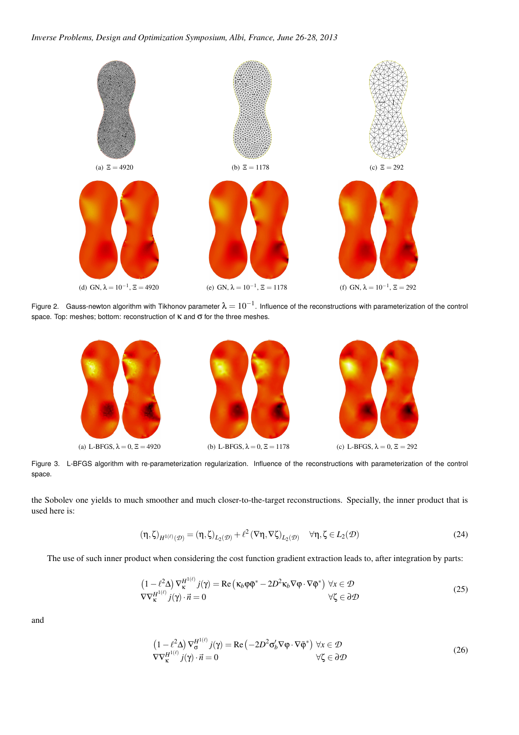(a) $\Xi = 4920$

(b) $\Xi = 1178$

(c) $\Xi = 292$

(d) GN, $\lambda = 10^{-1}$, $\Xi = 4920$

(e) GN, $\lambda = 10^{-1}$, $\Xi = 1178$

(f) GN, $\lambda = 10^{-1}$, $\Xi = 292$

Figure 2. Gauss-newton algorithm with Tikhonov parameter $\lambda = 10^{-1}$. Influence of the reconstructions with parameterization of the control space. Top: meshes; bottom: reconstruction of $\kappa$ and $\sigma$ for the three meshes.

(a) L-BFGS, $\lambda = 0$, $\Xi = 4920$

(b) L-BFGS, $\lambda = 0$, $\Xi = 1178$

(c) L-BFGS, $\lambda = 0$, $\Xi = 292$

Figure 3. L-BFGS algorithm with re-parameterization regularization. Influence of the reconstructions with parameterization of the control space.

the Sobolev one yields to much smoother and much closer-to-the-target reconstructions. Specially, the inner product that is used here is:

$$(\eta, \zeta)_{H^{1(\ell)}(\mathcal{D})} = (\eta, \zeta)_{L_2(\mathcal{D})} + \ell^2 (\nabla\eta, \nabla\zeta)_{L_2(\mathcal{D})} \quad \forall \eta, \zeta \in L_2(\mathcal{D}) \tag{24}$$

The use of such inner product when considering the cost function gradient extraction leads to, after integration by parts:

$$\begin{array}{ll} \left(1 - \ell^2 \Delta\right) \nabla_\kappa^{H^{1(\ell)}} j(\gamma) = \mathrm{Re}\left(\kappa_b \varphi \bar{\varphi}^* - 2D^2 \kappa_b \nabla\varphi \cdot \nabla\bar{\varphi}^*\right) & \forall x \in \mathcal{D} \\ \nabla\nabla_\kappa^{H^{1(\ell)}} j(\gamma) \cdot \vec{n} = 0 & \forall \zeta \in \partial\mathcal{D} \end{array} \tag{25}$$

and

$$\begin{array}{ll} \left(1 - \ell^2 \Delta\right) \nabla_\sigma^{H^{1(\ell)}} j(\gamma) = \mathrm{Re}\left(-2D^2 \sigma_b' \nabla\varphi \cdot \nabla\bar{\varphi}^*\right) & \forall x \in \mathcal{D} \\ \nabla\nabla_\kappa^{H^{1(\ell)}} j(\gamma) \cdot \vec{n} = 0 & \forall \zeta \in \partial\mathcal{D} \end{array} \tag{26}$$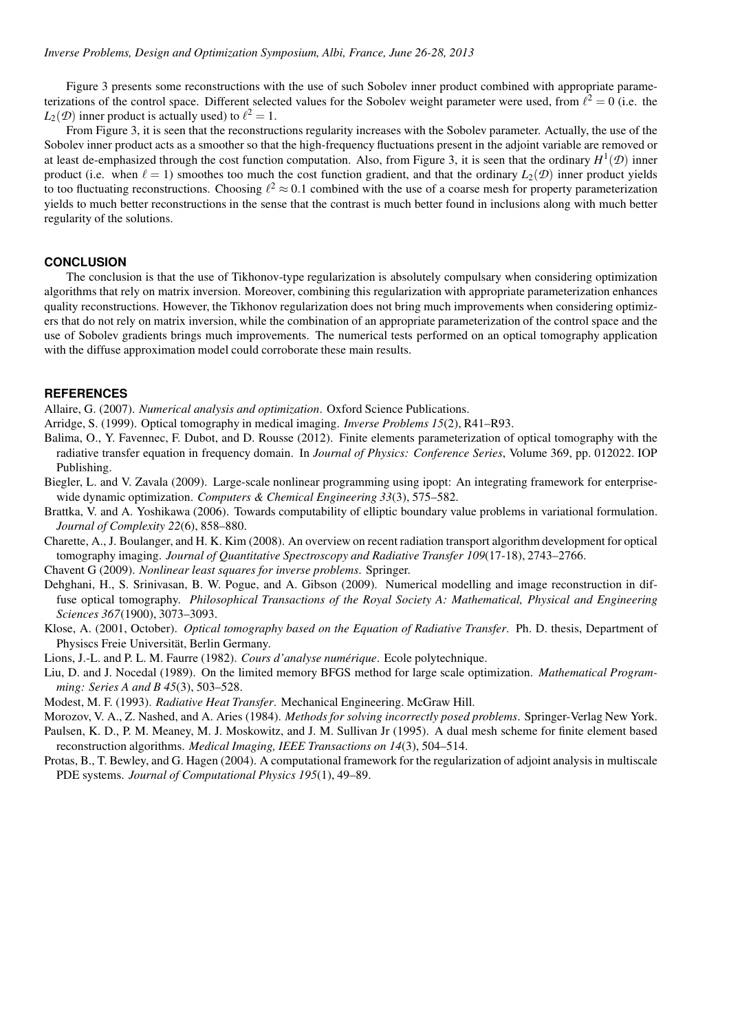Figure 3 presents some reconstructions with the use of such Sobolev inner product combined with appropriate parameterizations of the control space. Different selected values for the Sobolev weight parameter were used, from $\ell^2 = 0$ (i.e. the $L_2(\mathcal{D})$ inner product is actually used) to $\ell^2 = 1$.

From Figure 3, it is seen that the reconstructions regularity increases with the Sobolev parameter. Actually, the use of the Sobolev inner product acts as a smoother so that the high-frequency fluctuations present in the adjoint variable are removed or at least de-emphasized through the cost function computation. Also, from Figure 3, it is seen that the ordinary $H^1(\mathcal{D})$ inner product (i.e. when $\ell = 1$) smoothes too much the cost function gradient, and that the ordinary $L_2(\mathcal{D})$ inner product yields to too fluctuating reconstructions. Choosing $\ell^2 \approx 0.1$ combined with the use of a coarse mesh for property parameterization yields to much better reconstructions in the sense that the contrast is much better found in inclusions along with much better regularity of the solutions.

## CONCLUSION

The conclusion is that the use of Tikhonov-type regularization is absolutely compulsary when considering optimization algorithms that rely on matrix inversion. Moreover, combining this regularization with appropriate parameterization enhances quality reconstructions. However, the Tikhonov regularization does not bring much improvements when considering optimizers that do not rely on matrix inversion, while the combination of an appropriate parameterization of the control space and the use of Sobolev gradients brings much improvements. The numerical tests performed on an optical tomography application with the diffuse approximation model could corroborate these main results.

## REFERENCES

Allaire, G. (2007). *Numerical analysis and optimization*. Oxford Science Publications.

Arridge, S. (1999). Optical tomography in medical imaging. *Inverse Problems 15*(2), R41–R93.

Balima, O., Y. Favennec, F. Dubot, and D. Rousse (2012). Finite elements parameterization of optical tomography with the radiative transfer equation in frequency domain. In *Journal of Physics: Conference Series*, Volume 369, pp. 012022. IOP Publishing.

Biegler, L. and V. Zavala (2009). Large-scale nonlinear programming using ipopt: An integrating framework for enterprise-wide dynamic optimization. *Computers & Chemical Engineering 33*(3), 575–582.

Brattka, V. and A. Yoshikawa (2006). Towards computability of elliptic boundary value problems in variational formulation. *Journal of Complexity 22*(6), 858–880.

Charette, A., J. Boulanger, and H. K. Kim (2008). An overview on recent radiation transport algorithm development for optical tomography imaging. *Journal of Quantitative Spectroscopy and Radiative Transfer 109*(17-18), 2743–2766.

Chavent G (2009). *Nonlinear least squares for inverse problems*. Springer.

Dehghani, H., S. Srinivasan, B. W. Pogue, and A. Gibson (2009). Numerical modelling and image reconstruction in diffuse optical tomography. *Philosophical Transactions of the Royal Society A: Mathematical, Physical and Engineering Sciences 367*(1900), 3073–3093.

Klose, A. (2001, October). *Optical tomography based on the Equation of Radiative Transfer*. Ph. D. thesis, Department of Physiscs Freie Universität, Berlin Germany.

Lions, J.-L. and P. L. M. Faurre (1982). *Cours d'analyse numérique*. Ecole polytechnique.

Liu, D. and J. Nocedal (1989). On the limited memory BFGS method for large scale optimization. *Mathematical Programming: Series A and B 45*(3), 503–528.

Modest, M. F. (1993). *Radiative Heat Transfer*. Mechanical Engineering. McGraw Hill.

Morozov, V. A., Z. Nashed, and A. Aries (1984). *Methods for solving incorrectly posed problems*. Springer-Verlag New York.

Paulsen, K. D., P. M. Meaney, M. J. Moskowitz, and J. M. Sullivan Jr (1995). A dual mesh scheme for finite element based reconstruction algorithms. *Medical Imaging, IEEE Transactions on 14*(3), 504–514.

Protas, B., T. Bewley, and G. Hagen (2004). A computational framework for the regularization of adjoint analysis in multiscale PDE systems. *Journal of Computational Physics 195*(1), 49–89.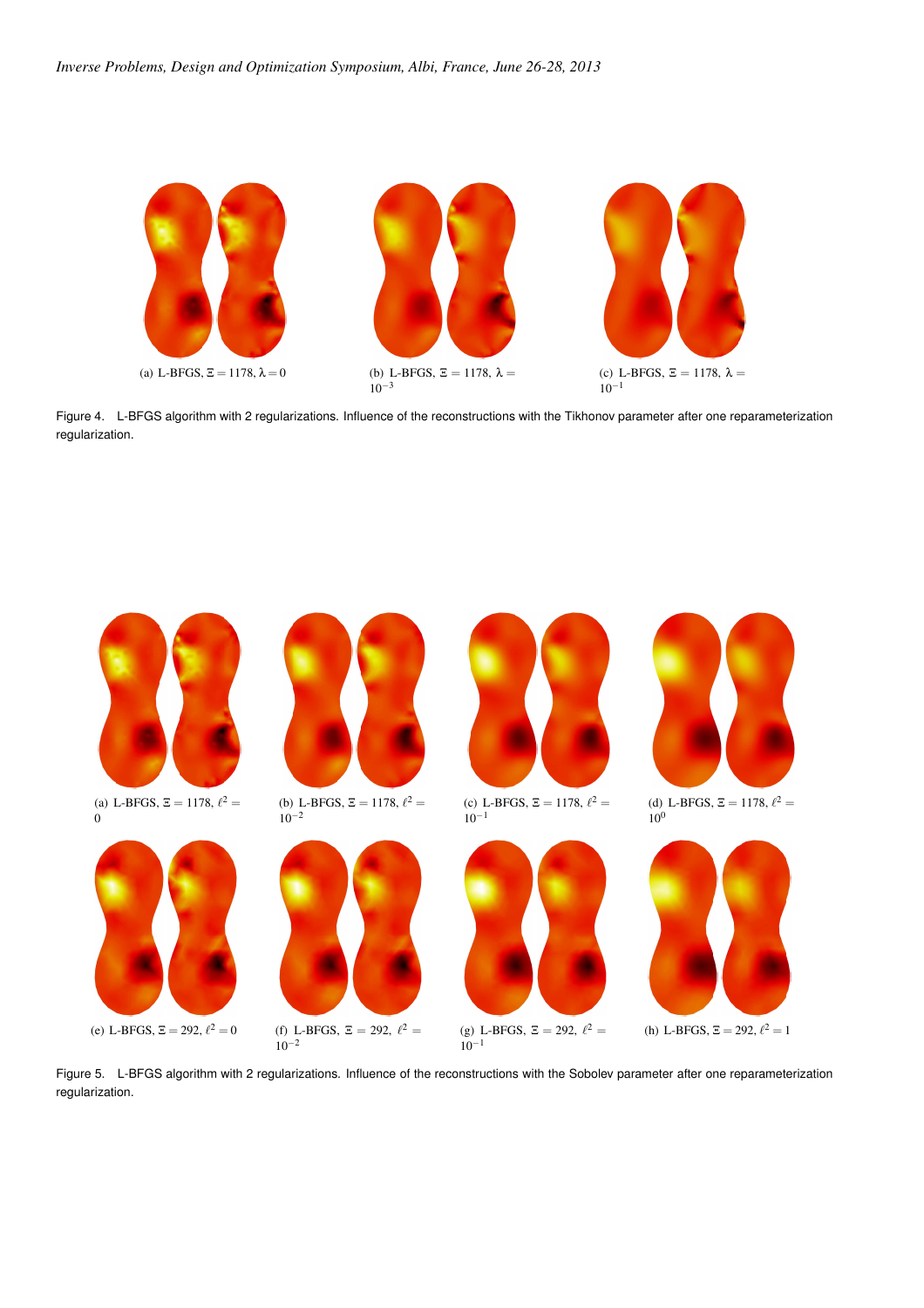(a) L-BFGS, $\Xi = 1178$, $\lambda = 0$

(b) L-BFGS, $\Xi = 1178$, $\lambda = 10^{-3}$

(c) L-BFGS, $\Xi = 1178$, $\lambda = 10^{-1}$

Figure 4. L-BFGS algorithm with 2 regularizations. Influence of the reconstructions with the Tikhonov parameter after one reparameterization regularization.

(a) L-BFGS, $\Xi = 1178$, $\ell^2 = 0$

(b) L-BFGS, $\Xi = 1178$, $\ell^2 = 10^{-2}$

(c) L-BFGS, $\Xi = 1178$, $\ell^2 = 10^{-1}$

(d) L-BFGS, $\Xi = 1178$, $\ell^2 = 10^{0}$

(e) L-BFGS, $\Xi = 292$, $\ell^2 = 0$

(f) L-BFGS, $\Xi = 292$, $\ell^2 = 10^{-2}$

(g) L-BFGS, $\Xi = 292$, $\ell^2 = 10^{-1}$

(h) L-BFGS, $\Xi = 292$, $\ell^2 = 1$

Figure 5. L-BFGS algorithm with 2 regularizations. Influence of the reconstructions with the Sobolev parameter after one reparameterization regularization.